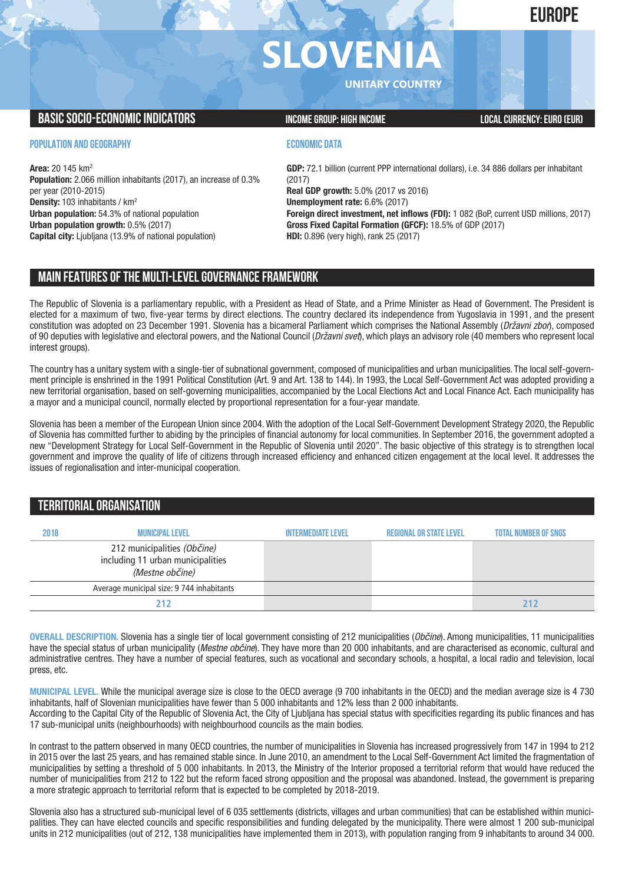# EUROPE

# SLOVENIA

UNITARY COUNTRY

## BASIC SOCIO-ECONOMIC INDICATORS

**INCOME GROUP: HIGH INCOME**

**LOCAL CURRENCY: EURO (EUR)**

### POPULATION AND GEOGRAPHY

**Area:** 20 145 km²
**Population:** 2.066 million inhabitants (2017), an increase of 0.3% per year (2010-2015)
**Density:** 103 inhabitants / km²
**Urban population:** 54.3% of national population
**Urban population growth:** 0.5% (2017)
**Capital city:** Ljubljana (13.9% of national population)

### ECONOMIC DATA

**GDP:** 72.1 billion (current PPP international dollars), i.e. 34 886 dollars per inhabitant (2017)
**Real GDP growth:** 5.0% (2017 vs 2016)
**Unemployment rate:** 6.6% (2017)
**Foreign direct investment, net inflows (FDI):** 1 082 (BoP, current USD millions, 2017)
**Gross Fixed Capital Formation (GFCF):** 18.5% of GDP (2017)
**HDI:** 0.896 (very high), rank 25 (2017)

## MAIN FEATURES OF THE MULTI-LEVEL GOVERNANCE FRAMEWORK

The Republic of Slovenia is a parliamentary republic, with a President as Head of State, and a Prime Minister as Head of Government. The President is elected for a maximum of two, five-year terms by direct elections. The country declared its independence from Yugoslavia in 1991, and the present constitution was adopted on 23 December 1991. Slovenia has a bicameral Parliament which comprises the National Assembly (*Državni zbor*), composed of 90 deputies with legislative and electoral powers, and the National Council (*Državni svet*), which plays an advisory role (40 members who represent local interest groups).

The country has a unitary system with a single-tier of subnational government, composed of municipalities and urban municipalities. The local self-government principle is enshrined in the 1991 Political Constitution (Art. 9 and Art. 138 to 144). In 1993, the Local Self-Government Act was adopted providing a new territorial organisation, based on self-governing municipalities, accompanied by the Local Elections Act and Local Finance Act. Each municipality has a mayor and a municipal council, normally elected by proportional representation for a four-year mandate.

Slovenia has been a member of the European Union since 2004. With the adoption of the Local Self-Government Development Strategy 2020, the Republic of Slovenia has committed further to abiding by the principles of financial autonomy for local communities. In September 2016, the government adopted a new "Development Strategy for Local Self-Government in the Republic of Slovenia until 2020". The basic objective of this strategy is to strengthen local government and improve the quality of life of citizens through increased efficiency and enhanced citizen engagement at the local level. It addresses the issues of regionalisation and inter-municipal cooperation.

## TERRITORIAL ORGANISATION

| 2018 | MUNICIPAL LEVEL | INTERMEDIATE LEVEL | REGIONAL OR STATE LEVEL | TOTAL NUMBER OF SNGS |
|---|---|---|---|---|
| | 212 municipalities *(Občine)* including 11 urban municipalities *(Mestne občine)* | | | |
| | Average municipal size: 9 744 inhabitants | | | |
| | 212 | | | 212 |

**OVERALL DESCRIPTION.** Slovenia has a single tier of local government consisting of 212 municipalities (*Občine*). Among municipalities, 11 municipalities have the special status of urban municipality (*Mestne občine*). They have more than 20 000 inhabitants, and are characterised as economic, cultural and administrative centres. They have a number of special features, such as vocational and secondary schools, a hospital, a local radio and television, local press, etc.

**MUNICIPAL LEVEL.** While the municipal average size is close to the OECD average (9 700 inhabitants in the OECD) and the median average size is 4 730 inhabitants, half of Slovenian municipalities have fewer than 5 000 inhabitants and 12% less than 2 000 inhabitants.
According to the Capital City of the Republic of Slovenia Act, the City of Ljubljana has special status with specificities regarding its public finances and has 17 sub-municipal units (neighbourhoods) with neighbourhood councils as the main bodies.

In contrast to the pattern observed in many OECD countries, the number of municipalities in Slovenia has increased progressively from 147 in 1994 to 212 in 2015 over the last 25 years, and has remained stable since. In June 2010, an amendment to the Local Self-Government Act limited the fragmentation of municipalities by setting a threshold of 5 000 inhabitants. In 2013, the Ministry of the Interior proposed a territorial reform that would have reduced the number of municipalities from 212 to 122 but the reform faced strong opposition and the proposal was abandoned. Instead, the government is preparing a more strategic approach to territorial reform that is expected to be completed by 2018-2019.

Slovenia also has a structured sub-municipal level of 6 035 settlements (districts, villages and urban communities) that can be established within municipalities. They can have elected councils and specific responsibilities and funding delegated by the municipality. There were almost 1 200 sub-municipal units in 212 municipalities (out of 212, 138 municipalities have implemented them in 2013), with population ranging from 9 inhabitants to around 34 000.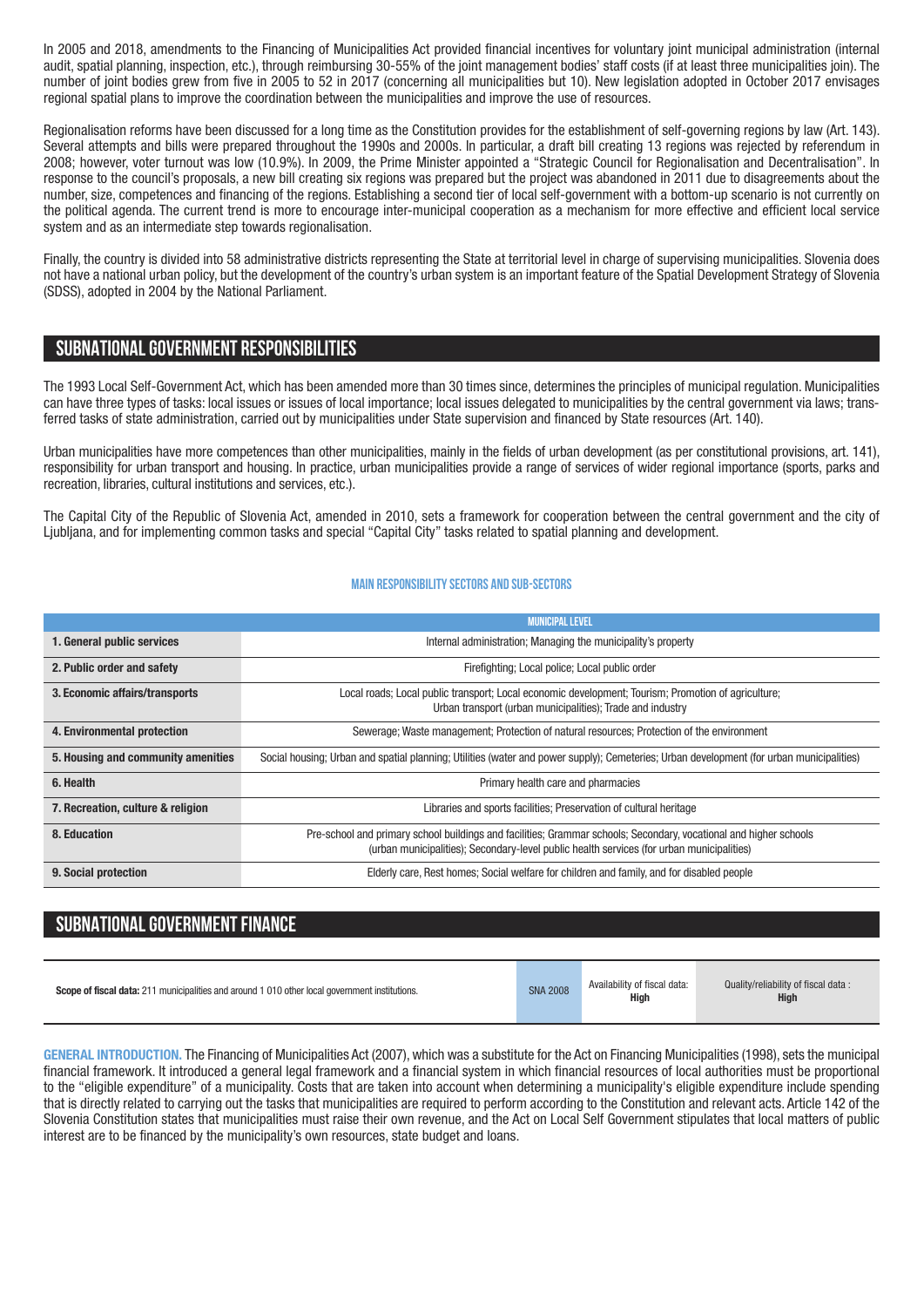In 2005 and 2018, amendments to the Financing of Municipalities Act provided financial incentives for voluntary joint municipal administration (internal audit, spatial planning, inspection, etc.), through reimbursing 30-55% of the joint management bodies' staff costs (if at least three municipalities join). The number of joint bodies grew from five in 2005 to 52 in 2017 (concerning all municipalities but 10). New legislation adopted in October 2017 envisages regional spatial plans to improve the coordination between the municipalities and improve the use of resources.

Regionalisation reforms have been discussed for a long time as the Constitution provides for the establishment of self-governing regions by law (Art. 143). Several attempts and bills were prepared throughout the 1990s and 2000s. In particular, a draft bill creating 13 regions was rejected by referendum in 2008; however, voter turnout was low (10.9%). In 2009, the Prime Minister appointed a "Strategic Council for Regionalisation and Decentralisation". In response to the council's proposals, a new bill creating six regions was prepared but the project was abandoned in 2011 due to disagreements about the number, size, competences and financing of the regions. Establishing a second tier of local self-government with a bottom-up scenario is not currently on the political agenda. The current trend is more to encourage inter-municipal cooperation as a mechanism for more effective and efficient local service system and as an intermediate step towards regionalisation.

Finally, the country is divided into 58 administrative districts representing the State at territorial level in charge of supervising municipalities. Slovenia does not have a national urban policy, but the development of the country's urban system is an important feature of the Spatial Development Strategy of Slovenia (SDSS), adopted in 2004 by the National Parliament.

## SUBNATIONAL GOVERNMENT RESPONSIBILITIES

The 1993 Local Self-Government Act, which has been amended more than 30 times since, determines the principles of municipal regulation. Municipalities can have three types of tasks: local issues or issues of local importance; local issues delegated to municipalities by the central government via laws; transferred tasks of state administration, carried out by municipalities under State supervision and financed by State resources (Art. 140).

Urban municipalities have more competences than other municipalities, mainly in the fields of urban development (as per constitutional provisions, art. 141), responsibility for urban transport and housing. In practice, urban municipalities provide a range of services of wider regional importance (sports, parks and recreation, libraries, cultural institutions and services, etc.).

The Capital City of the Republic of Slovenia Act, amended in 2010, sets a framework for cooperation between the central government and the city of Ljubljana, and for implementing common tasks and special "Capital City" tasks related to spatial planning and development.

### MAIN RESPONSIBILITY SECTORS AND SUB-SECTORS

| | MUNICIPAL LEVEL |
|---|---|
| **1. General public services** | Internal administration; Managing the municipality's property |
| **2. Public order and safety** | Firefighting; Local police; Local public order |
| **3. Economic affairs/transports** | Local roads; Local public transport; Local economic development; Tourism; Promotion of agriculture; Urban transport (urban municipalities); Trade and industry |
| **4. Environmental protection** | Sewerage; Waste management; Protection of natural resources; Protection of the environment |
| **5. Housing and community amenities** | Social housing; Urban and spatial planning; Utilities (water and power supply); Cemeteries; Urban development (for urban municipalities) |
| **6. Health** | Primary health care and pharmacies |
| **7. Recreation, culture & religion** | Libraries and sports facilities; Preservation of cultural heritage |
| **8. Education** | Pre-school and primary school buildings and facilities; Grammar schools; Secondary, vocational and higher schools (urban municipalities); Secondary-level public health services (for urban municipalities) |
| **9. Social protection** | Elderly care, Rest homes; Social welfare for children and family, and for disabled people |

## SUBNATIONAL GOVERNMENT FINANCE

| **Scope of fiscal data:** 211 municipalities and around 1 010 other local government institutions. | SNA 2008 | Availability of fiscal data: **High** | Quality/reliability of fiscal data : **High** |
|---|---|---|---|

**GENERAL INTRODUCTION.** The Financing of Municipalities Act (2007), which was a substitute for the Act on Financing Municipalities (1998), sets the municipal financial framework. It introduced a general legal framework and a financial system in which financial resources of local authorities must be proportional to the "eligible expenditure" of a municipality. Costs that are taken into account when determining a municipality's eligible expenditure include spending that is directly related to carrying out the tasks that municipalities are required to perform according to the Constitution and relevant acts. Article 142 of the Slovenia Constitution states that municipalities must raise their own revenue, and the Act on Local Self Government stipulates that local matters of public interest are to be financed by the municipality's own resources, state budget and loans.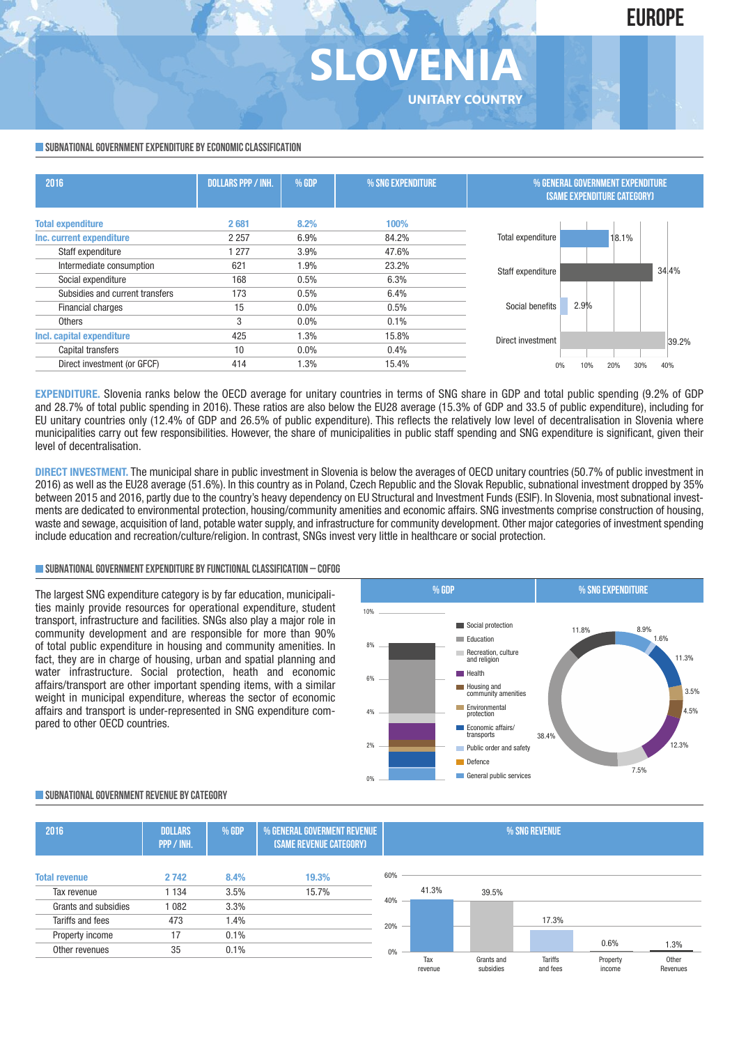# SLOVENIA

EUROPE

UNITARY COUNTRY

## SUBNATIONAL GOVERNMENT EXPENDITURE BY ECONOMIC CLASSIFICATION

| 2016 | DOLLARS PPP / INH. | % GDP | % SNG EXPENDITURE | % GENERAL GOVERNMENT EXPENDITURE (SAME EXPENDITURE CATEGORY) |
|---|---|---|---|---|
| **Total expenditure** | **2 681** | **8.2%** | **100%** | 18.1% |
| **Inc. current expenditure** | 2 257 | 6.9% | 84.2% | |
| Staff expenditure | 1 277 | 3.9% | 47.6% | 34.4% |
| Intermediate consumption | 621 | 1.9% | 23.2% | |
| Social expenditure | 168 | 0.5% | 6.3% | 2.9% (Social benefits) |
| Subsidies and current transfers | 173 | 0.5% | 6.4% | |
| Financial charges | 15 | 0.0% | 0.5% | |
| Others | 3 | 0.0% | 0.1% | |
| **Incl. capital expenditure** | 425 | 1.3% | 15.8% | |
| Capital transfers | 10 | 0.0% | 0.4% | |
| Direct investment (or GFCF) | 414 | 1.3% | 15.4% | 39.2% |

**EXPENDITURE.** Slovenia ranks below the OECD average for unitary countries in terms of SNG share in GDP and total public spending (9.2% of GDP and 28.7% of total public spending in 2016). These ratios are also below the EU28 average (15.3% of GDP and 33.5 of public expenditure), including for EU unitary countries only (12.4% of GDP and 26.5% of public expenditure). This reflects the relatively low level of decentralisation in Slovenia where municipalities carry out few responsibilities. However, the share of municipalities in public staff spending and SNG expenditure is significant, given their level of decentralisation.

**DIRECT INVESTMENT.** The municipal share in public investment in Slovenia is below the averages of OECD unitary countries (50.7% of public investment in 2016) as well as the EU28 average (51.6%). In this country as in Poland, Czech Republic and the Slovak Republic, subnational investment dropped by 35% between 2015 and 2016, partly due to the country's heavy dependency on EU Structural and Investment Funds (ESIF). In Slovenia, most subnational investments are dedicated to environmental protection, housing/community amenities and economic affairs. SNG investments comprise construction of housing, waste and sewage, acquisition of land, potable water supply, and infrastructure for community development. Other major categories of investment spending include education and recreation/culture/religion. In contrast, SNGs invest very little in healthcare or social protection.

## SUBNATIONAL GOVERNMENT EXPENDITURE BY FUNCTIONAL CLASSIFICATION – COFOG

The largest SNG expenditure category is by far education, municipalities mainly provide resources for operational expenditure, student transport, infrastructure and facilities. SNGs also play a major role in community development and are responsible for more than 90% of total public expenditure in housing and community amenities. In fact, they are in charge of housing, urban and spatial planning and water infrastructure. Social protection, heath and economic affairs/transport are other important spending items, with a similar weight in municipal expenditure, whereas the sector of economic affairs and transport is under-represented in SNG expenditure compared to other OECD countries.

| Category | % SNG EXPENDITURE |
|---|---|
| Social protection | 11.8% |
| Education | 38.4% |
| Recreation, culture and religion | 7.5% |
| Health | 12.3% |
| Housing and community amenities | 4.5% |
| Environmental protection | 3.5% |
| Economic affairs/ transports | 11.3% |
| Public order and safety | 1.6% |
| Defence | |
| General public services | 8.9% |

## SUBNATIONAL GOVERNMENT REVENUE BY CATEGORY

| 2016 | DOLLARS PPP / INH. | % GDP | % GENERAL GOVERMENT REVENUE (SAME REVENUE CATEGORY) | % SNG REVENUE |
|---|---|---|---|---|
| **Total revenue** | **2 742** | **8.4%** | **19.3%** | |
| Tax revenue | 1 134 | 3.5% | 15.7% | 41.3% |
| Grants and subsidies | 1 082 | 3.3% | | 39.5% |
| Tariffs and fees | 473 | 1.4% | | 17.3% |
| Property income | 17 | 0.1% | | 0.6% |
| Other revenues | 35 | 0.1% | | 1.3% |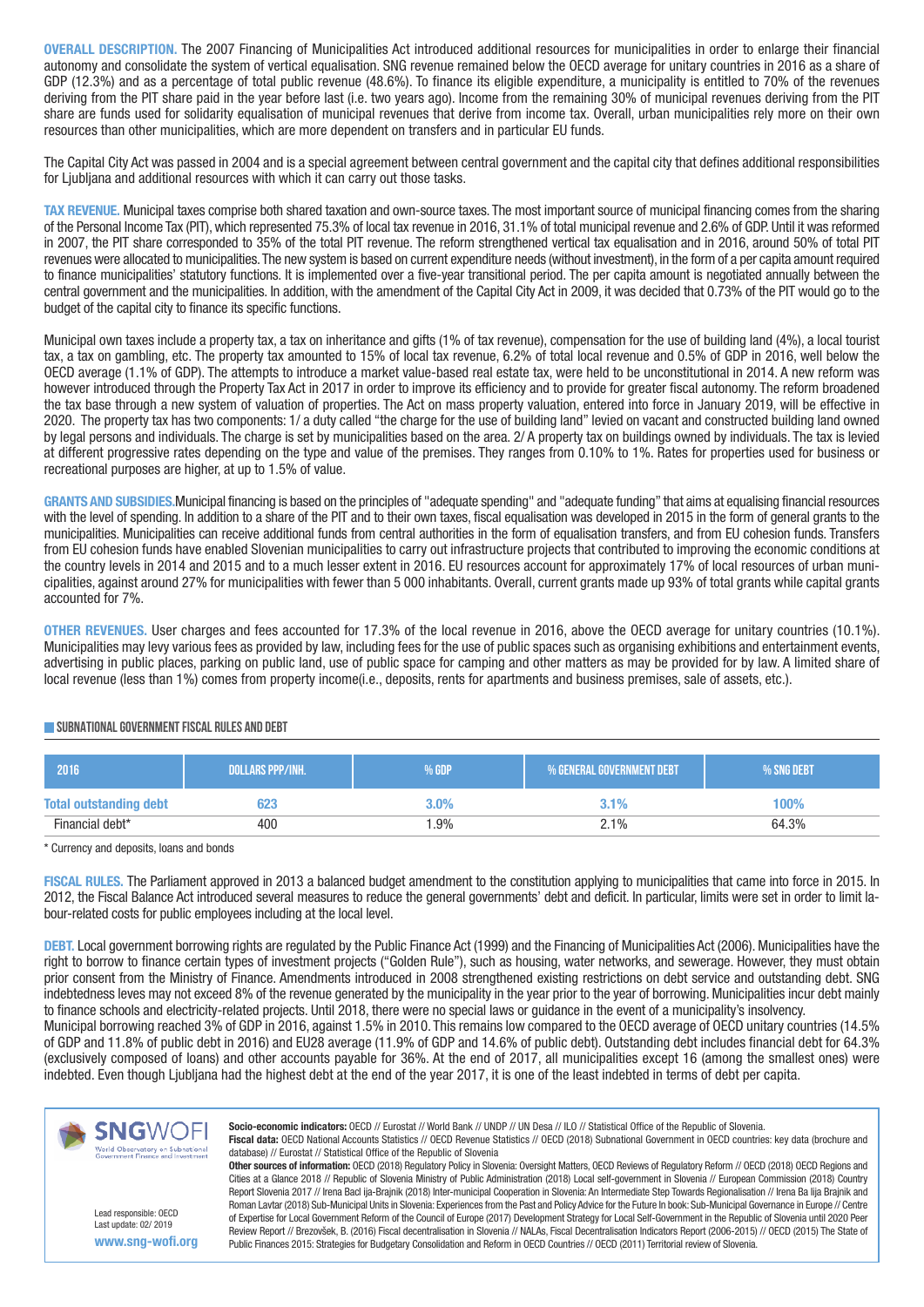**OVERALL DESCRIPTION.** The 2007 Financing of Municipalities Act introduced additional resources for municipalities in order to enlarge their financial autonomy and consolidate the system of vertical equalisation. SNG revenue remained below the OECD average for unitary countries in 2016 as a share of GDP (12.3%) and as a percentage of total public revenue (48.6%). To finance its eligible expenditure, a municipality is entitled to 70% of the revenues deriving from the PIT share paid in the year before last (i.e. two years ago). Income from the remaining 30% of municipal revenues deriving from the PIT share are funds used for solidarity equalisation of municipal revenues that derive from income tax. Overall, urban municipalities rely more on their own resources than other municipalities, which are more dependent on transfers and in particular EU funds.

The Capital City Act was passed in 2004 and is a special agreement between central government and the capital city that defines additional responsibilities for Ljubljana and additional resources with which it can carry out those tasks.

**TAX REVENUE.** Municipal taxes comprise both shared taxation and own-source taxes. The most important source of municipal financing comes from the sharing of the Personal Income Tax (PIT), which represented 75.3% of local tax revenue in 2016, 31.1% of total municipal revenue and 2.6% of GDP. Until it was reformed in 2007, the PIT share corresponded to 35% of the total PIT revenue. The reform strengthened vertical tax equalisation and in 2016, around 50% of total PIT revenues were allocated to municipalities. The new system is based on current expenditure needs (without investment), in the form of a per capita amount required to finance municipalities' statutory functions. It is implemented over a five-year transitional period. The per capita amount is negotiated annually between the central government and the municipalities. In addition, with the amendment of the Capital City Act in 2009, it was decided that 0.73% of the PIT would go to the budget of the capital city to finance its specific functions.

Municipal own taxes include a property tax, a tax on inheritance and gifts (1% of tax revenue), compensation for the use of building land (4%), a local tourist tax, a tax on gambling, etc. The property tax amounted to 15% of local tax revenue, 6.2% of total local revenue and 0.5% of GDP in 2016, well below the OECD average (1.1% of GDP). The attempts to introduce a market value-based real estate tax, were held to be unconstitutional in 2014. A new reform was however introduced through the Property Tax Act in 2017 in order to improve its efficiency and to provide for greater fiscal autonomy. The reform broadened the tax base through a new system of valuation of properties. The Act on mass property valuation, entered into force in January 2019, will be effective in 2020. The property tax has two components: 1/ a duty called "the charge for the use of building land" levied on vacant and constructed building land owned by legal persons and individuals. The charge is set by municipalities based on the area. 2/ A property tax on buildings owned by individuals. The tax is levied at different progressive rates depending on the type and value of the premises. They ranges from 0.10% to 1%. Rates for properties used for business or recreational purposes are higher, at up to 1.5% of value.

**GRANTS AND SUBSIDIES.** Municipal financing is based on the principles of "adequate spending" and "adequate funding" that aims at equalising financial resources with the level of spending. In addition to a share of the PIT and to their own taxes, fiscal equalisation was developed in 2015 in the form of general grants to the municipalities. Municipalities can receive additional funds from central authorities in the form of equalisation transfers, and from EU cohesion funds. Transfers from EU cohesion funds have enabled Slovenian municipalities to carry out infrastructure projects that contributed to improving the economic conditions at the country levels in 2014 and 2015 and to a much lesser extent in 2016. EU resources account for approximately 17% of local resources of urban municipalities, against around 27% for municipalities with fewer than 5 000 inhabitants. Overall, current grants made up 93% of total grants while capital grants accounted for 7%.

**OTHER REVENUES.** User charges and fees accounted for 17.3% of the local revenue in 2016, above the OECD average for unitary countries (10.1%). Municipalities may levy various fees as provided by law, including fees for the use of public spaces such as organising exhibitions and entertainment events, advertising in public places, parking on public land, use of public space for camping and other matters as may be provided for by law. A limited share of local revenue (less than 1%) comes from property income(i.e., deposits, rents for apartments and business premises, sale of assets, etc.).

## SUBNATIONAL GOVERNMENT FISCAL RULES AND DEBT

| 2016 | DOLLARS PPP/INH. | % GDP | % GENERAL GOVERNMENT DEBT | % SNG DEBT |
|---|---|---|---|---|
| **Total outstanding debt** | **623** | **3.0%** | **3.1%** | **100%** |
| Financial debt* | 400 | 1.9% | 2.1% | 64.3% |

\* Currency and deposits, loans and bonds

**FISCAL RULES.** The Parliament approved in 2013 a balanced budget amendment to the constitution applying to municipalities that came into force in 2015. In 2012, the Fiscal Balance Act introduced several measures to reduce the general governments' debt and deficit. In particular, limits were set in order to limit labour-related costs for public employees including at the local level.

**DEBT.** Local government borrowing rights are regulated by the Public Finance Act (1999) and the Financing of Municipalities Act (2006). Municipalities have the right to borrow to finance certain types of investment projects ("Golden Rule"), such as housing, water networks, and sewerage. However, they must obtain prior consent from the Ministry of Finance. Amendments introduced in 2008 strengthened existing restrictions on debt service and outstanding debt. SNG indebtedness leves may not exceed 8% of the revenue generated by the municipality in the year prior to the year of borrowing. Municipalities incur debt mainly to finance schools and electricity-related projects. Until 2018, there were no special laws or guidance in the event of a municipality's insolvency.

Municipal borrowing reached 3% of GDP in 2016, against 1.5% in 2010. This remains low compared to the OECD average of OECD unitary countries (14.5% of GDP and 11.8% of public debt in 2016) and EU28 average (11.9% of GDP and 14.6% of public debt). Outstanding debt includes financial debt for 64.3% (exclusively composed of loans) and other accounts payable for 36%. At the end of 2017, all municipalities except 16 (among the smallest ones) were indebted. Even though Ljubljana had the highest debt at the end of the year 2017, it is one of the least indebted in terms of debt per capita.

SNGWOFI
World Observatory on Subnational Government Finance and Investment

Lead responsible: OECD
Last update: 02/ 2019
www.sng-wofi.org

**Socio-economic indicators:** OECD // Eurostat // World Bank // UNDP // UN Desa // ILO // Statistical Office of the Republic of Slovenia.
**Fiscal data:** OECD National Accounts Statistics // OECD Revenue Statistics // OECD (2018) Subnational Government in OECD countries: key data (brochure and database) // Eurostat // Statistical Office of the Republic of Slovenia
**Other sources of information:** OECD (2018) Regulatory Policy in Slovenia: Oversight Matters, OECD Reviews of Regulatory Reform // OECD (2018) OECD Regions and Cities at a Glance 2018 // Republic of Slovenia Ministry of Public Administration (2018) Local self-government in Slovenia // European Commission (2018) Country Report Slovenia 2017 // Irena Bacl ija-Brajnik (2018) Inter-municipal Cooperation in Slovenia: An Intermediate Step Towards Regionalisation // Irena Ba lija Brajnik and Roman Lavtar (2018) Sub-Municipal Units in Slovenia: Experiences from the Past and Policy Advice for the Future In book: Sub-Municipal Governance in Europe // Centre of Expertise for Local Government Reform of the Council of Europe (2017) Development Strategy for Local Self-Government in the Republic of Slovenia until 2020 Peer Review Report // Brezovšek, B. (2016) Fiscal decentralisation in Slovenia // NALAs, Fiscal Decentralisation Indicators Report (2006-2015) // OECD (2015) The State of Public Finances 2015: Strategies for Budgetary Consolidation and Reform in OECD Countries // OECD (2011) Territorial review of Slovenia.